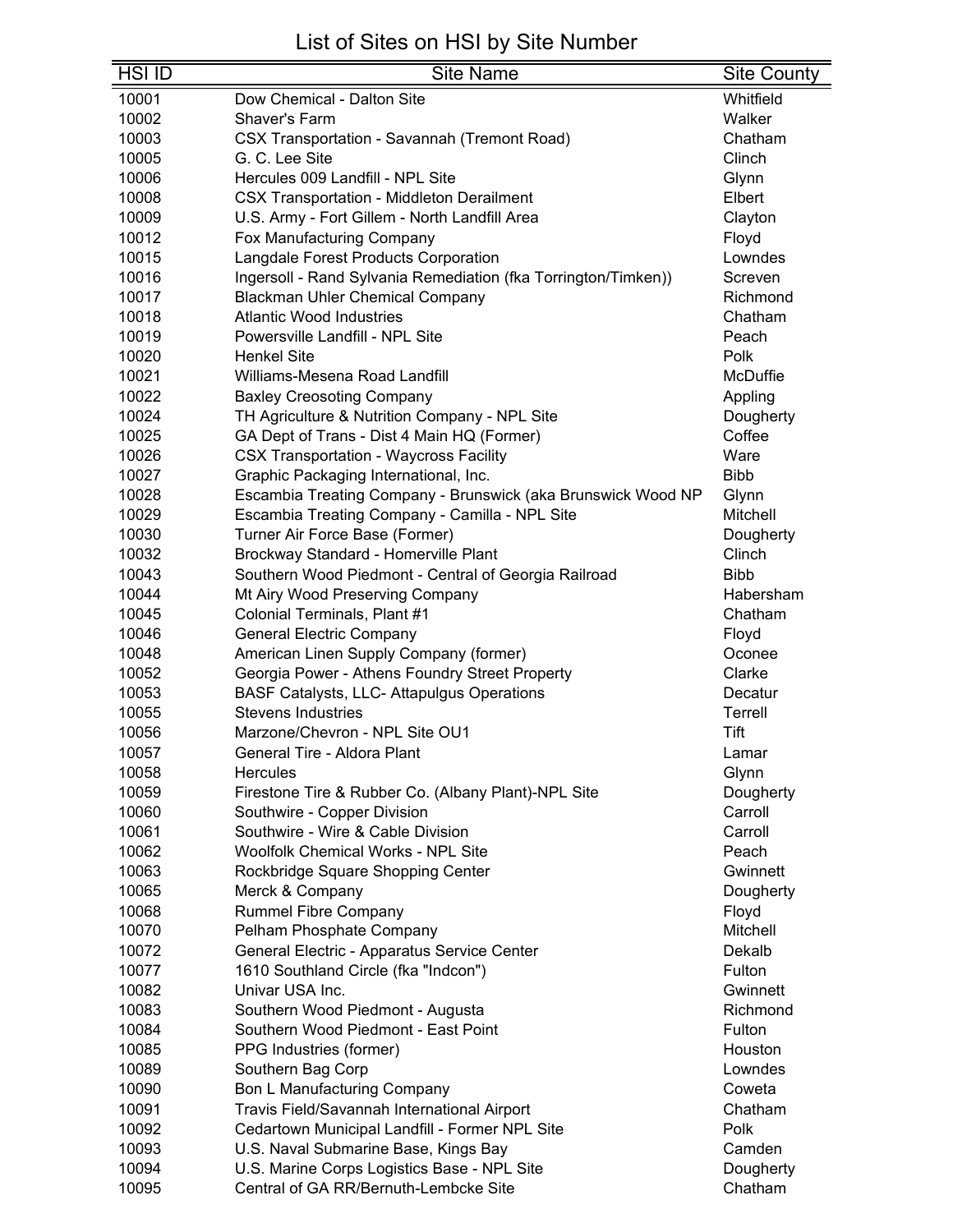# List of Sites on HSI by Site Number

| HSI ID | Site Name | Site County |
|---|---|---|
| 10001 | Dow Chemical - Dalton Site | Whitfield |
| 10002 | Shaver's Farm | Walker |
| 10003 | CSX Transportation - Savannah (Tremont Road) | Chatham |
| 10005 | G. C. Lee Site | Clinch |
| 10006 | Hercules 009 Landfill - NPL Site | Glynn |
| 10008 | CSX Transportation - Middleton Derailment | Elbert |
| 10009 | U.S. Army - Fort Gillem - North Landfill Area | Clayton |
| 10012 | Fox Manufacturing Company | Floyd |
| 10015 | Langdale Forest Products Corporation | Lowndes |
| 10016 | Ingersoll - Rand Sylvania Remediation (fka Torrington/Timken)) | Screven |
| 10017 | Blackman Uhler Chemical Company | Richmond |
| 10018 | Atlantic Wood Industries | Chatham |
| 10019 | Powersville Landfill - NPL Site | Peach |
| 10020 | Henkel Site | Polk |
| 10021 | Williams-Mesena Road Landfill | McDuffie |
| 10022 | Baxley Creosoting Company | Appling |
| 10024 | TH Agriculture & Nutrition Company - NPL Site | Dougherty |
| 10025 | GA Dept of Trans - Dist 4 Main HQ (Former) | Coffee |
| 10026 | CSX Transportation - Waycross Facility | Ware |
| 10027 | Graphic Packaging International, Inc. | Bibb |
| 10028 | Escambia Treating Company - Brunswick (aka Brunswick Wood NP | Glynn |
| 10029 | Escambia Treating Company - Camilla - NPL Site | Mitchell |
| 10030 | Turner Air Force Base (Former) | Dougherty |
| 10032 | Brockway Standard - Homerville Plant | Clinch |
| 10043 | Southern Wood Piedmont - Central of Georgia Railroad | Bibb |
| 10044 | Mt Airy Wood Preserving Company | Habersham |
| 10045 | Colonial Terminals, Plant #1 | Chatham |
| 10046 | General Electric Company | Floyd |
| 10048 | American Linen Supply Company (former) | Oconee |
| 10052 | Georgia Power - Athens Foundry Street Property | Clarke |
| 10053 | BASF Catalysts, LLC- Attapulgus Operations | Decatur |
| 10055 | Stevens Industries | Terrell |
| 10056 | Marzone/Chevron - NPL Site OU1 | Tift |
| 10057 | General Tire - Aldora Plant | Lamar |
| 10058 | Hercules | Glynn |
| 10059 | Firestone Tire & Rubber Co. (Albany Plant)-NPL Site | Dougherty |
| 10060 | Southwire - Copper Division | Carroll |
| 10061 | Southwire - Wire & Cable Division | Carroll |
| 10062 | Woolfolk Chemical Works - NPL Site | Peach |
| 10063 | Rockbridge Square Shopping Center | Gwinnett |
| 10065 | Merck & Company | Dougherty |
| 10068 | Rummel Fibre Company | Floyd |
| 10070 | Pelham Phosphate Company | Mitchell |
| 10072 | General Electric - Apparatus Service Center | Dekalb |
| 10077 | 1610 Southland Circle (fka "Indcon") | Fulton |
| 10082 | Univar USA Inc. | Gwinnett |
| 10083 | Southern Wood Piedmont - Augusta | Richmond |
| 10084 | Southern Wood Piedmont - East Point | Fulton |
| 10085 | PPG Industries (former) | Houston |
| 10089 | Southern Bag Corp | Lowndes |
| 10090 | Bon L Manufacturing Company | Coweta |
| 10091 | Travis Field/Savannah International Airport | Chatham |
| 10092 | Cedartown Municipal Landfill - Former NPL Site | Polk |
| 10093 | U.S. Naval Submarine Base, Kings Bay | Camden |
| 10094 | U.S. Marine Corps Logistics Base - NPL Site | Dougherty |
| 10095 | Central of GA RR/Bernuth-Lembcke Site | Chatham |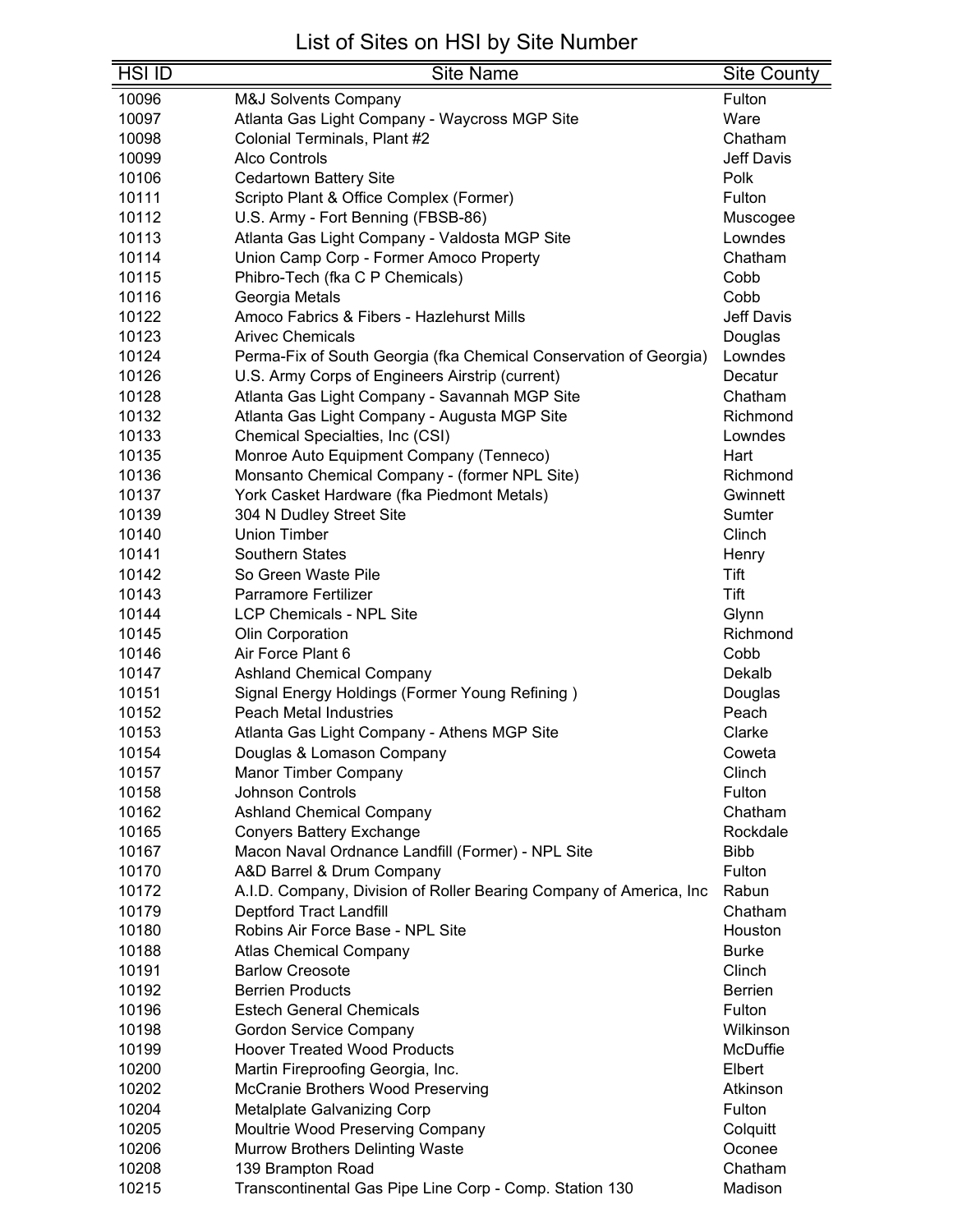# List of Sites on HSI by Site Number

| HSI ID | Site Name | Site County |
|---|---|---|
| 10096 | M&J Solvents Company | Fulton |
| 10097 | Atlanta Gas Light Company - Waycross MGP Site | Ware |
| 10098 | Colonial Terminals, Plant #2 | Chatham |
| 10099 | Alco Controls | Jeff Davis |
| 10106 | Cedartown Battery Site | Polk |
| 10111 | Scripto Plant & Office Complex (Former) | Fulton |
| 10112 | U.S. Army - Fort Benning (FBSB-86) | Muscogee |
| 10113 | Atlanta Gas Light Company - Valdosta MGP Site | Lowndes |
| 10114 | Union Camp Corp - Former Amoco Property | Chatham |
| 10115 | Phibro-Tech (fka C P Chemicals) | Cobb |
| 10116 | Georgia Metals | Cobb |
| 10122 | Amoco Fabrics & Fibers - Hazlehurst Mills | Jeff Davis |
| 10123 | Arivec Chemicals | Douglas |
| 10124 | Perma-Fix of South Georgia (fka Chemical Conservation of Georgia) | Lowndes |
| 10126 | U.S. Army Corps of Engineers Airstrip (current) | Decatur |
| 10128 | Atlanta Gas Light Company - Savannah MGP Site | Chatham |
| 10132 | Atlanta Gas Light Company - Augusta MGP Site | Richmond |
| 10133 | Chemical Specialties, Inc (CSI) | Lowndes |
| 10135 | Monroe Auto Equipment Company (Tenneco) | Hart |
| 10136 | Monsanto Chemical Company - (former NPL Site) | Richmond |
| 10137 | York Casket Hardware (fka Piedmont Metals) | Gwinnett |
| 10139 | 304 N Dudley Street Site | Sumter |
| 10140 | Union Timber | Clinch |
| 10141 | Southern States | Henry |
| 10142 | So Green Waste Pile | Tift |
| 10143 | Parramore Fertilizer | Tift |
| 10144 | LCP Chemicals - NPL Site | Glynn |
| 10145 | Olin Corporation | Richmond |
| 10146 | Air Force Plant 6 | Cobb |
| 10147 | Ashland Chemical Company | Dekalb |
| 10151 | Signal Energy Holdings (Former Young Refining ) | Douglas |
| 10152 | Peach Metal Industries | Peach |
| 10153 | Atlanta Gas Light Company - Athens MGP Site | Clarke |
| 10154 | Douglas & Lomason Company | Coweta |
| 10157 | Manor Timber Company | Clinch |
| 10158 | Johnson Controls | Fulton |
| 10162 | Ashland Chemical Company | Chatham |
| 10165 | Conyers Battery Exchange | Rockdale |
| 10167 | Macon Naval Ordnance Landfill (Former) - NPL Site | Bibb |
| 10170 | A&D Barrel & Drum Company | Fulton |
| 10172 | A.I.D. Company, Division of Roller Bearing Company of America, Inc | Rabun |
| 10179 | Deptford Tract Landfill | Chatham |
| 10180 | Robins Air Force Base - NPL Site | Houston |
| 10188 | Atlas Chemical Company | Burke |
| 10191 | Barlow Creosote | Clinch |
| 10192 | Berrien Products | Berrien |
| 10196 | Estech General Chemicals | Fulton |
| 10198 | Gordon Service Company | Wilkinson |
| 10199 | Hoover Treated Wood Products | McDuffie |
| 10200 | Martin Fireproofing Georgia, Inc. | Elbert |
| 10202 | McCranie Brothers Wood Preserving | Atkinson |
| 10204 | Metalplate Galvanizing Corp | Fulton |
| 10205 | Moultrie Wood Preserving Company | Colquitt |
| 10206 | Murrow Brothers Delinting Waste | Oconee |
| 10208 | 139 Brampton Road | Chatham |
| 10215 | Transcontinental Gas Pipe Line Corp - Comp. Station 130 | Madison |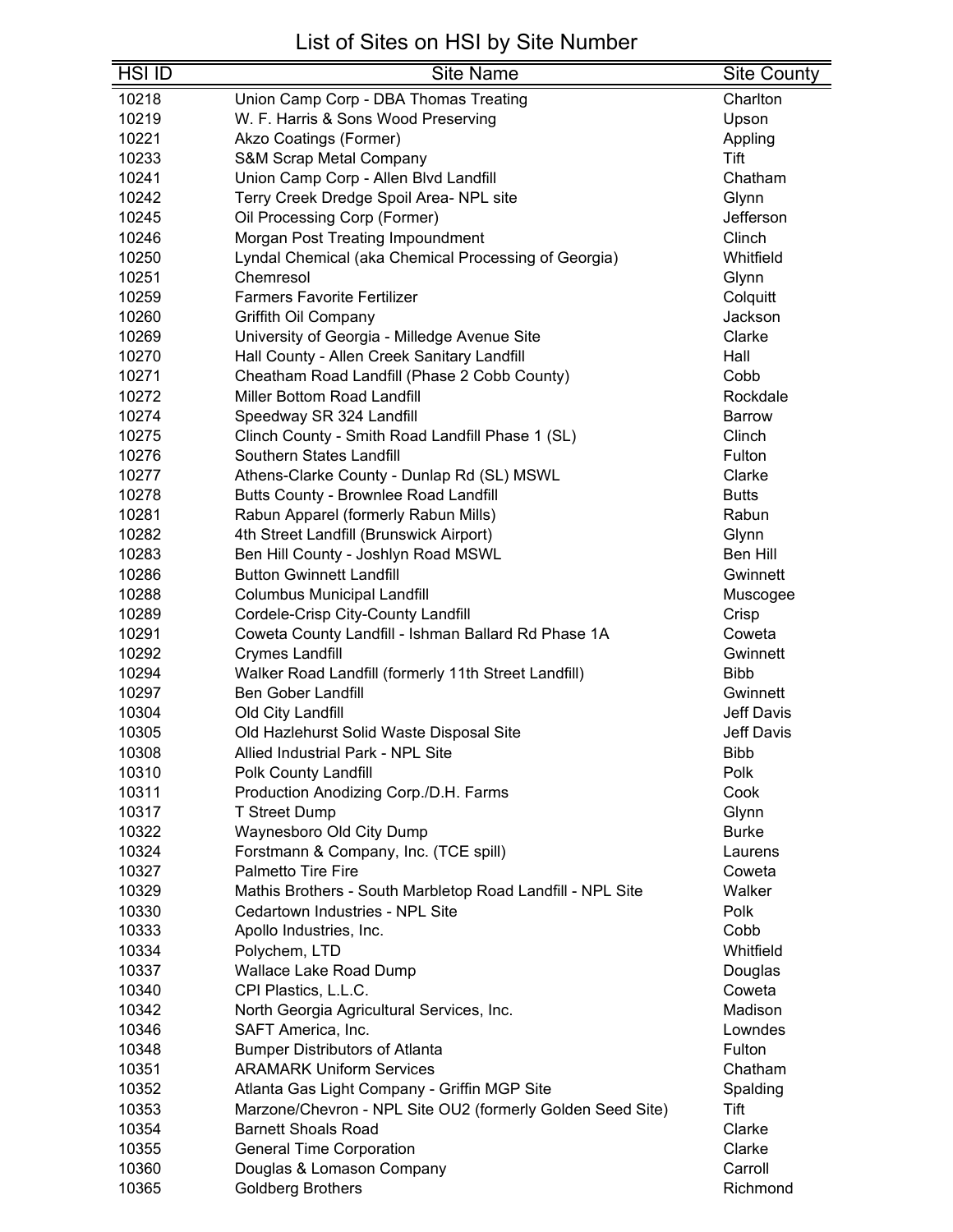# List of Sites on HSI by Site Number

| HSI ID | Site Name | Site County |
|---|---|---|
| 10218 | Union Camp Corp - DBA Thomas Treating | Charlton |
| 10219 | W. F. Harris & Sons Wood Preserving | Upson |
| 10221 | Akzo Coatings (Former) | Appling |
| 10233 | S&M Scrap Metal Company | Tift |
| 10241 | Union Camp Corp - Allen Blvd Landfill | Chatham |
| 10242 | Terry Creek Dredge Spoil Area- NPL site | Glynn |
| 10245 | Oil Processing Corp (Former) | Jefferson |
| 10246 | Morgan Post Treating Impoundment | Clinch |
| 10250 | Lyndal Chemical (aka Chemical Processing of Georgia) | Whitfield |
| 10251 | Chemresol | Glynn |
| 10259 | Farmers Favorite Fertilizer | Colquitt |
| 10260 | Griffith Oil Company | Jackson |
| 10269 | University of Georgia - Milledge Avenue Site | Clarke |
| 10270 | Hall County - Allen Creek Sanitary Landfill | Hall |
| 10271 | Cheatham Road Landfill (Phase 2 Cobb County) | Cobb |
| 10272 | Miller Bottom Road Landfill | Rockdale |
| 10274 | Speedway SR 324 Landfill | Barrow |
| 10275 | Clinch County - Smith Road Landfill Phase 1 (SL) | Clinch |
| 10276 | Southern States Landfill | Fulton |
| 10277 | Athens-Clarke County - Dunlap Rd (SL) MSWL | Clarke |
| 10278 | Butts County - Brownlee Road Landfill | Butts |
| 10281 | Rabun Apparel (formerly Rabun Mills) | Rabun |
| 10282 | 4th Street Landfill (Brunswick Airport) | Glynn |
| 10283 | Ben Hill County - Joshlyn Road MSWL | Ben Hill |
| 10286 | Button Gwinnett Landfill | Gwinnett |
| 10288 | Columbus Municipal Landfill | Muscogee |
| 10289 | Cordele-Crisp City-County Landfill | Crisp |
| 10291 | Coweta County Landfill - Ishman Ballard Rd Phase 1A | Coweta |
| 10292 | Crymes Landfill | Gwinnett |
| 10294 | Walker Road Landfill (formerly 11th Street Landfill) | Bibb |
| 10297 | Ben Gober Landfill | Gwinnett |
| 10304 | Old City Landfill | Jeff Davis |
| 10305 | Old Hazlehurst Solid Waste Disposal Site | Jeff Davis |
| 10308 | Allied Industrial Park - NPL Site | Bibb |
| 10310 | Polk County Landfill | Polk |
| 10311 | Production Anodizing Corp./D.H. Farms | Cook |
| 10317 | T Street Dump | Glynn |
| 10322 | Waynesboro Old City Dump | Burke |
| 10324 | Forstmann & Company, Inc. (TCE spill) | Laurens |
| 10327 | Palmetto Tire Fire | Coweta |
| 10329 | Mathis Brothers - South Marbletop Road Landfill - NPL Site | Walker |
| 10330 | Cedartown Industries - NPL Site | Polk |
| 10333 | Apollo Industries, Inc. | Cobb |
| 10334 | Polychem, LTD | Whitfield |
| 10337 | Wallace Lake Road Dump | Douglas |
| 10340 | CPI Plastics, L.L.C. | Coweta |
| 10342 | North Georgia Agricultural Services, Inc. | Madison |
| 10346 | SAFT America, Inc. | Lowndes |
| 10348 | Bumper Distributors of Atlanta | Fulton |
| 10351 | ARAMARK Uniform Services | Chatham |
| 10352 | Atlanta Gas Light Company - Griffin MGP Site | Spalding |
| 10353 | Marzone/Chevron - NPL Site OU2 (formerly Golden Seed Site) | Tift |
| 10354 | Barnett Shoals Road | Clarke |
| 10355 | General Time Corporation | Clarke |
| 10360 | Douglas & Lomason Company | Carroll |
| 10365 | Goldberg Brothers | Richmond |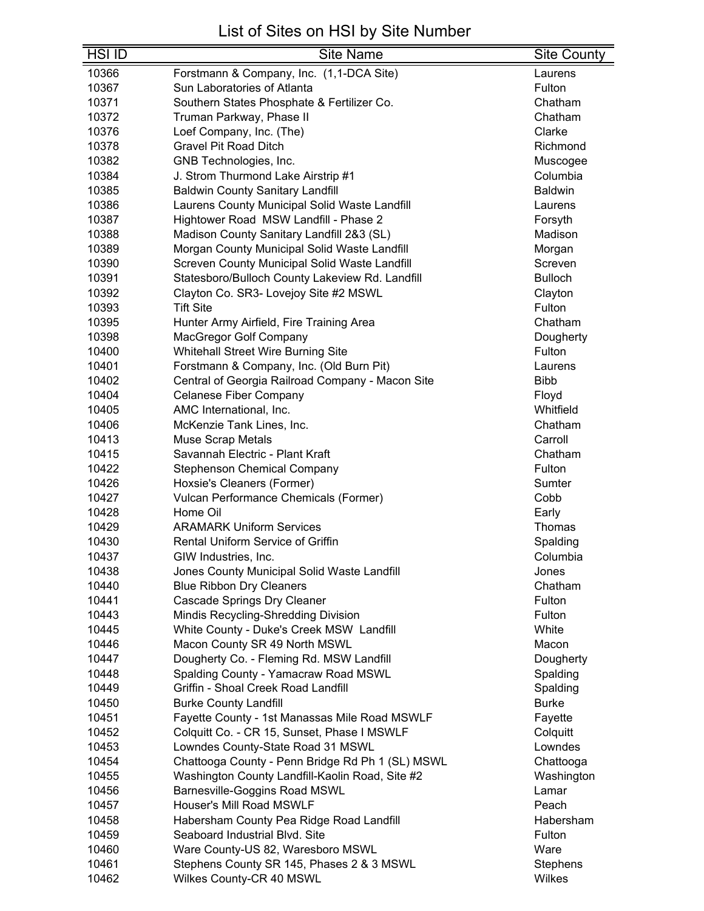# List of Sites on HSI by Site Number

| HSI ID | Site Name | Site County |
|---|---|---|
| 10366 | Forstmann & Company, Inc. (1,1-DCA Site) | Laurens |
| 10367 | Sun Laboratories of Atlanta | Fulton |
| 10371 | Southern States Phosphate & Fertilizer Co. | Chatham |
| 10372 | Truman Parkway, Phase II | Chatham |
| 10376 | Loef Company, Inc. (The) | Clarke |
| 10378 | Gravel Pit Road Ditch | Richmond |
| 10382 | GNB Technologies, Inc. | Muscogee |
| 10384 | J. Strom Thurmond Lake Airstrip #1 | Columbia |
| 10385 | Baldwin County Sanitary Landfill | Baldwin |
| 10386 | Laurens County Municipal Solid Waste Landfill | Laurens |
| 10387 | Hightower Road MSW Landfill - Phase 2 | Forsyth |
| 10388 | Madison County Sanitary Landfill 2&3 (SL) | Madison |
| 10389 | Morgan County Municipal Solid Waste Landfill | Morgan |
| 10390 | Screven County Municipal Solid Waste Landfill | Screven |
| 10391 | Statesboro/Bulloch County Lakeview Rd. Landfill | Bulloch |
| 10392 | Clayton Co. SR3- Lovejoy Site #2 MSWL | Clayton |
| 10393 | Tift Site | Fulton |
| 10395 | Hunter Army Airfield, Fire Training Area | Chatham |
| 10398 | MacGregor Golf Company | Dougherty |
| 10400 | Whitehall Street Wire Burning Site | Fulton |
| 10401 | Forstmann & Company, Inc. (Old Burn Pit) | Laurens |
| 10402 | Central of Georgia Railroad Company - Macon Site | Bibb |
| 10404 | Celanese Fiber Company | Floyd |
| 10405 | AMC International, Inc. | Whitfield |
| 10406 | McKenzie Tank Lines, Inc. | Chatham |
| 10413 | Muse Scrap Metals | Carroll |
| 10415 | Savannah Electric - Plant Kraft | Chatham |
| 10422 | Stephenson Chemical Company | Fulton |
| 10426 | Hoxsie's Cleaners (Former) | Sumter |
| 10427 | Vulcan Performance Chemicals (Former) | Cobb |
| 10428 | Home Oil | Early |
| 10429 | ARAMARK Uniform Services | Thomas |
| 10430 | Rental Uniform Service of Griffin | Spalding |
| 10437 | GIW Industries, Inc. | Columbia |
| 10438 | Jones County Municipal Solid Waste Landfill | Jones |
| 10440 | Blue Ribbon Dry Cleaners | Chatham |
| 10441 | Cascade Springs Dry Cleaner | Fulton |
| 10443 | Mindis Recycling-Shredding Division | Fulton |
| 10445 | White County - Duke's Creek MSW Landfill | White |
| 10446 | Macon County SR 49 North MSWL | Macon |
| 10447 | Dougherty Co. - Fleming Rd. MSW Landfill | Dougherty |
| 10448 | Spalding County - Yamacraw Road MSWL | Spalding |
| 10449 | Griffin - Shoal Creek Road Landfill | Spalding |
| 10450 | Burke County Landfill | Burke |
| 10451 | Fayette County - 1st Manassas Mile Road MSWLF | Fayette |
| 10452 | Colquitt Co. - CR 15, Sunset, Phase I MSWLF | Colquitt |
| 10453 | Lowndes County-State Road 31 MSWL | Lowndes |
| 10454 | Chattooga County - Penn Bridge Rd Ph 1 (SL) MSWL | Chattooga |
| 10455 | Washington County Landfill-Kaolin Road, Site #2 | Washington |
| 10456 | Barnesville-Goggins Road MSWL | Lamar |
| 10457 | Houser's Mill Road MSWLF | Peach |
| 10458 | Habersham County Pea Ridge Road Landfill | Habersham |
| 10459 | Seaboard Industrial Blvd. Site | Fulton |
| 10460 | Ware County-US 82, Waresboro MSWL | Ware |
| 10461 | Stephens County SR 145, Phases 2 & 3 MSWL | Stephens |
| 10462 | Wilkes County-CR 40 MSWL | Wilkes |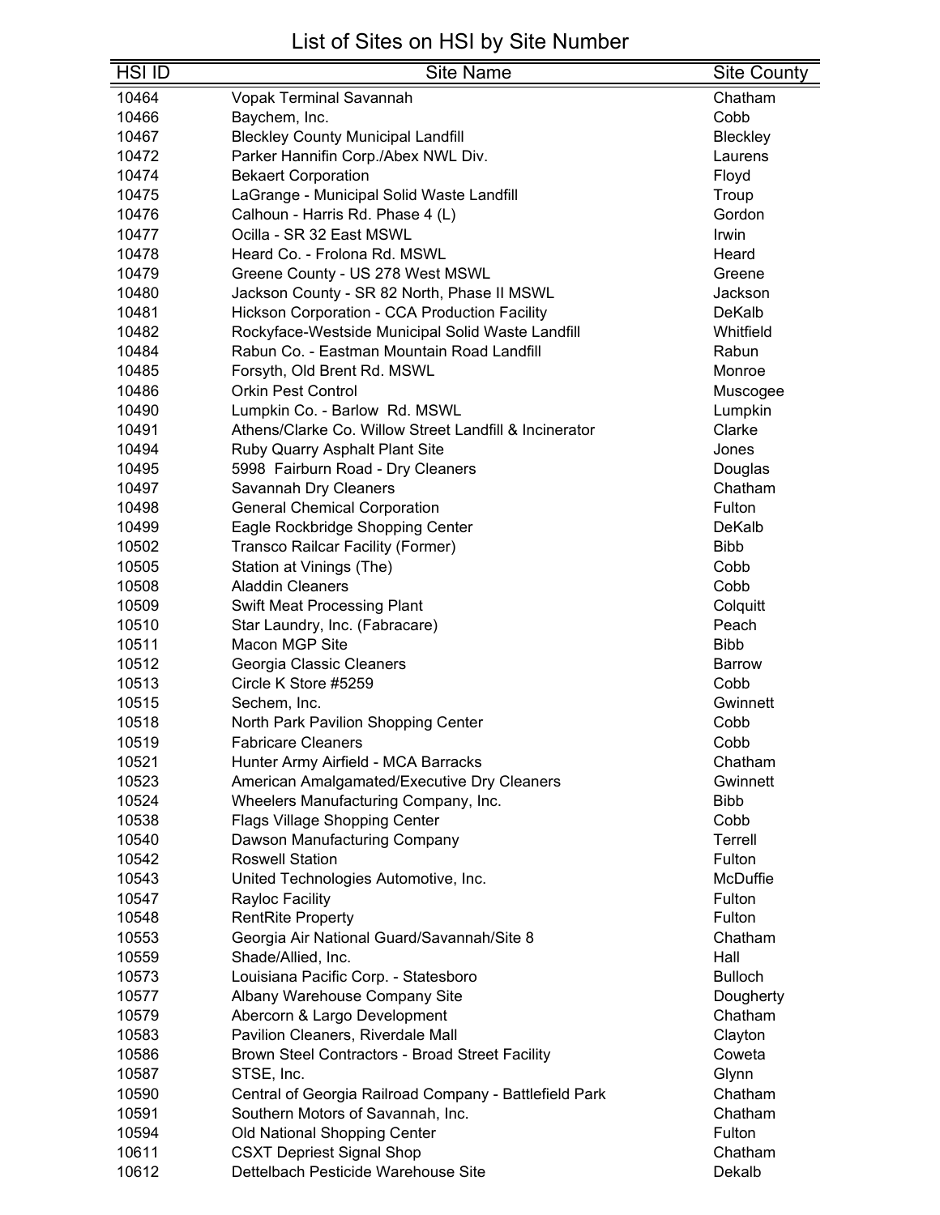# List of Sites on HSI by Site Number

| HSI ID | Site Name | Site County |
|---|---|---|
| 10464 | Vopak Terminal Savannah | Chatham |
| 10466 | Baychem, Inc. | Cobb |
| 10467 | Bleckley County Municipal Landfill | Bleckley |
| 10472 | Parker Hannifin Corp./Abex NWL Div. | Laurens |
| 10474 | Bekaert Corporation | Floyd |
| 10475 | LaGrange - Municipal Solid Waste Landfill | Troup |
| 10476 | Calhoun - Harris Rd. Phase 4 (L) | Gordon |
| 10477 | Ocilla - SR 32 East MSWL | Irwin |
| 10478 | Heard Co. - Frolona Rd. MSWL | Heard |
| 10479 | Greene County - US 278 West MSWL | Greene |
| 10480 | Jackson County - SR 82 North, Phase II MSWL | Jackson |
| 10481 | Hickson Corporation - CCA Production Facility | DeKalb |
| 10482 | Rockyface-Westside Municipal Solid Waste Landfill | Whitfield |
| 10484 | Rabun Co. - Eastman Mountain Road Landfill | Rabun |
| 10485 | Forsyth, Old Brent Rd. MSWL | Monroe |
| 10486 | Orkin Pest Control | Muscogee |
| 10490 | Lumpkin Co. - Barlow Rd. MSWL | Lumpkin |
| 10491 | Athens/Clarke Co. Willow Street Landfill & Incinerator | Clarke |
| 10494 | Ruby Quarry Asphalt Plant Site | Jones |
| 10495 | 5998 Fairburn Road - Dry Cleaners | Douglas |
| 10497 | Savannah Dry Cleaners | Chatham |
| 10498 | General Chemical Corporation | Fulton |
| 10499 | Eagle Rockbridge Shopping Center | DeKalb |
| 10502 | Transco Railcar Facility (Former) | Bibb |
| 10505 | Station at Vinings (The) | Cobb |
| 10508 | Aladdin Cleaners | Cobb |
| 10509 | Swift Meat Processing Plant | Colquitt |
| 10510 | Star Laundry, Inc. (Fabracare) | Peach |
| 10511 | Macon MGP Site | Bibb |
| 10512 | Georgia Classic Cleaners | Barrow |
| 10513 | Circle K Store #5259 | Cobb |
| 10515 | Sechem, Inc. | Gwinnett |
| 10518 | North Park Pavilion Shopping Center | Cobb |
| 10519 | Fabricare Cleaners | Cobb |
| 10521 | Hunter Army Airfield - MCA Barracks | Chatham |
| 10523 | American Amalgamated/Executive Dry Cleaners | Gwinnett |
| 10524 | Wheelers Manufacturing Company, Inc. | Bibb |
| 10538 | Flags Village Shopping Center | Cobb |
| 10540 | Dawson Manufacturing Company | Terrell |
| 10542 | Roswell Station | Fulton |
| 10543 | United Technologies Automotive, Inc. | McDuffie |
| 10547 | Rayloc Facility | Fulton |
| 10548 | RentRite Property | Fulton |
| 10553 | Georgia Air National Guard/Savannah/Site 8 | Chatham |
| 10559 | Shade/Allied, Inc. | Hall |
| 10573 | Louisiana Pacific Corp. - Statesboro | Bulloch |
| 10577 | Albany Warehouse Company Site | Dougherty |
| 10579 | Abercorn & Largo Development | Chatham |
| 10583 | Pavilion Cleaners, Riverdale Mall | Clayton |
| 10586 | Brown Steel Contractors - Broad Street Facility | Coweta |
| 10587 | STSE, Inc. | Glynn |
| 10590 | Central of Georgia Railroad Company - Battlefield Park | Chatham |
| 10591 | Southern Motors of Savannah, Inc. | Chatham |
| 10594 | Old National Shopping Center | Fulton |
| 10611 | CSXT Depriest Signal Shop | Chatham |
| 10612 | Dettelbach Pesticide Warehouse Site | Dekalb |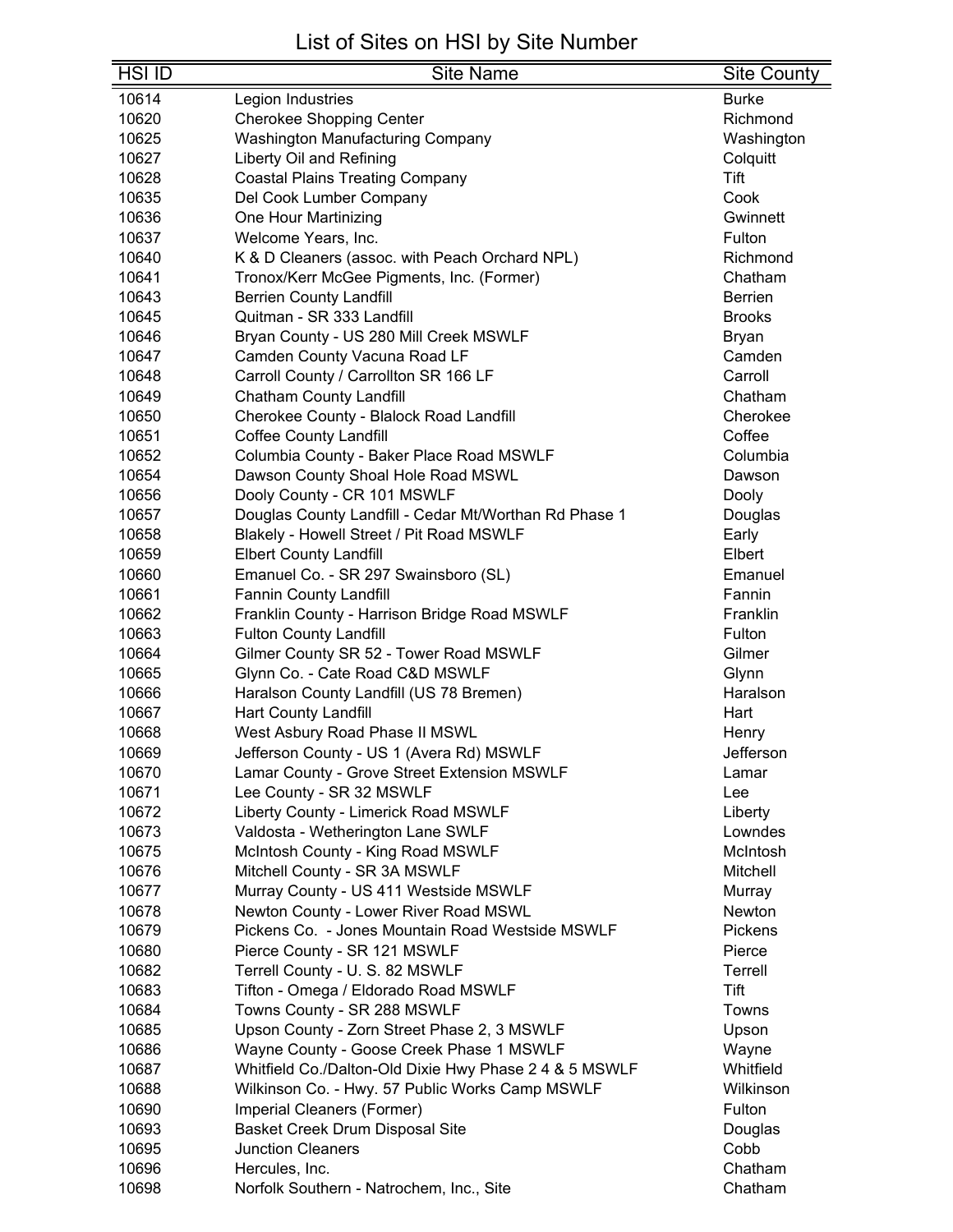# List of Sites on HSI by Site Number

| HSI ID | Site Name | Site County |
|---|---|---|
| 10614 | Legion Industries | Burke |
| 10620 | Cherokee Shopping Center | Richmond |
| 10625 | Washington Manufacturing Company | Washington |
| 10627 | Liberty Oil and Refining | Colquitt |
| 10628 | Coastal Plains Treating Company | Tift |
| 10635 | Del Cook Lumber Company | Cook |
| 10636 | One Hour Martinizing | Gwinnett |
| 10637 | Welcome Years, Inc. | Fulton |
| 10640 | K & D Cleaners (assoc. with Peach Orchard NPL) | Richmond |
| 10641 | Tronox/Kerr McGee Pigments, Inc. (Former) | Chatham |
| 10643 | Berrien County Landfill | Berrien |
| 10645 | Quitman - SR 333 Landfill | Brooks |
| 10646 | Bryan County - US 280 Mill Creek MSWLF | Bryan |
| 10647 | Camden County Vacuna Road LF | Camden |
| 10648 | Carroll County / Carrollton SR 166 LF | Carroll |
| 10649 | Chatham County Landfill | Chatham |
| 10650 | Cherokee County - Blalock Road Landfill | Cherokee |
| 10651 | Coffee County Landfill | Coffee |
| 10652 | Columbia County - Baker Place Road MSWLF | Columbia |
| 10654 | Dawson County Shoal Hole Road MSWL | Dawson |
| 10656 | Dooly County - CR 101 MSWLF | Dooly |
| 10657 | Douglas County Landfill - Cedar Mt/Worthan Rd Phase 1 | Douglas |
| 10658 | Blakely - Howell Street / Pit Road MSWLF | Early |
| 10659 | Elbert County Landfill | Elbert |
| 10660 | Emanuel Co. - SR 297 Swainsboro (SL) | Emanuel |
| 10661 | Fannin County Landfill | Fannin |
| 10662 | Franklin County - Harrison Bridge Road MSWLF | Franklin |
| 10663 | Fulton County Landfill | Fulton |
| 10664 | Gilmer County SR 52 - Tower Road MSWLF | Gilmer |
| 10665 | Glynn Co. - Cate Road C&D MSWLF | Glynn |
| 10666 | Haralson County Landfill (US 78 Bremen) | Haralson |
| 10667 | Hart County Landfill | Hart |
| 10668 | West Asbury Road Phase II MSWL | Henry |
| 10669 | Jefferson County - US 1 (Avera Rd) MSWLF | Jefferson |
| 10670 | Lamar County - Grove Street Extension MSWLF | Lamar |
| 10671 | Lee County - SR 32 MSWLF | Lee |
| 10672 | Liberty County - Limerick Road MSWLF | Liberty |
| 10673 | Valdosta - Wetherington Lane SWLF | Lowndes |
| 10675 | McIntosh County - King Road MSWLF | McIntosh |
| 10676 | Mitchell County - SR 3A MSWLF | Mitchell |
| 10677 | Murray County - US 411 Westside MSWLF | Murray |
| 10678 | Newton County - Lower River Road MSWL | Newton |
| 10679 | Pickens Co. - Jones Mountain Road Westside MSWLF | Pickens |
| 10680 | Pierce County - SR 121 MSWLF | Pierce |
| 10682 | Terrell County - U. S. 82 MSWLF | Terrell |
| 10683 | Tifton - Omega / Eldorado Road MSWLF | Tift |
| 10684 | Towns County - SR 288 MSWLF | Towns |
| 10685 | Upson County - Zorn Street Phase 2, 3 MSWLF | Upson |
| 10686 | Wayne County - Goose Creek Phase 1 MSWLF | Wayne |
| 10687 | Whitfield Co./Dalton-Old Dixie Hwy Phase 2 4 & 5 MSWLF | Whitfield |
| 10688 | Wilkinson Co. - Hwy. 57 Public Works Camp MSWLF | Wilkinson |
| 10690 | Imperial Cleaners (Former) | Fulton |
| 10693 | Basket Creek Drum Disposal Site | Douglas |
| 10695 | Junction Cleaners | Cobb |
| 10696 | Hercules, Inc. | Chatham |
| 10698 | Norfolk Southern - Natrochem, Inc., Site | Chatham |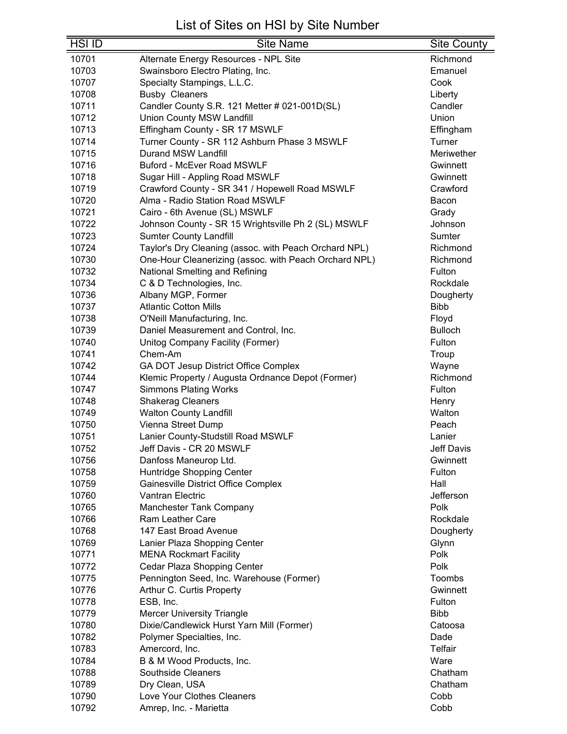# List of Sites on HSI by Site Number

| HSI ID | Site Name | Site County |
|---|---|---|
| 10701 | Alternate Energy Resources - NPL Site | Richmond |
| 10703 | Swainsboro Electro Plating, Inc. | Emanuel |
| 10707 | Specialty Stampings, L.L.C. | Cook |
| 10708 | Busby  Cleaners | Liberty |
| 10711 | Candler County S.R. 121 Metter # 021-001D(SL) | Candler |
| 10712 | Union County MSW Landfill | Union |
| 10713 | Effingham County - SR 17 MSWLF | Effingham |
| 10714 | Turner County - SR 112 Ashburn Phase 3 MSWLF | Turner |
| 10715 | Durand MSW Landfill | Meriwether |
| 10716 | Buford - McEver Road MSWLF | Gwinnett |
| 10718 | Sugar Hill - Appling Road MSWLF | Gwinnett |
| 10719 | Crawford County - SR 341 / Hopewell Road MSWLF | Crawford |
| 10720 | Alma - Radio Station Road MSWLF | Bacon |
| 10721 | Cairo - 6th Avenue (SL) MSWLF | Grady |
| 10722 | Johnson County - SR 15 Wrightsville Ph 2 (SL) MSWLF | Johnson |
| 10723 | Sumter County Landfill | Sumter |
| 10724 | Taylor's Dry Cleaning (assoc. with Peach Orchard NPL) | Richmond |
| 10730 | One-Hour Cleanerizing (assoc. with Peach Orchard NPL) | Richmond |
| 10732 | National Smelting and Refining | Fulton |
| 10734 | C & D Technologies, Inc. | Rockdale |
| 10736 | Albany MGP, Former | Dougherty |
| 10737 | Atlantic Cotton Mills | Bibb |
| 10738 | O'Neill Manufacturing, Inc. | Floyd |
| 10739 | Daniel Measurement and Control, Inc. | Bulloch |
| 10740 | Unitog Company Facility (Former) | Fulton |
| 10741 | Chem-Am | Troup |
| 10742 | GA DOT Jesup District Office Complex | Wayne |
| 10744 | Klemic Property / Augusta Ordnance Depot (Former) | Richmond |
| 10747 | Simmons Plating Works | Fulton |
| 10748 | Shakerag Cleaners | Henry |
| 10749 | Walton County Landfill | Walton |
| 10750 | Vienna Street Dump | Peach |
| 10751 | Lanier County-Studstill Road MSWLF | Lanier |
| 10752 | Jeff Davis - CR 20 MSWLF | Jeff Davis |
| 10756 | Danfoss Maneurop Ltd. | Gwinnett |
| 10758 | Huntridge Shopping Center | Fulton |
| 10759 | Gainesville District Office Complex | Hall |
| 10760 | Vantran Electric | Jefferson |
| 10765 | Manchester Tank Company | Polk |
| 10766 | Ram Leather Care | Rockdale |
| 10768 | 147 East Broad Avenue | Dougherty |
| 10769 | Lanier Plaza Shopping Center | Glynn |
| 10771 | MENA Rockmart Facility | Polk |
| 10772 | Cedar Plaza Shopping Center | Polk |
| 10775 | Pennington Seed, Inc. Warehouse (Former) | Toombs |
| 10776 | Arthur C. Curtis Property | Gwinnett |
| 10778 | ESB, Inc. | Fulton |
| 10779 | Mercer University Triangle | Bibb |
| 10780 | Dixie/Candlewick Hurst Yarn Mill (Former) | Catoosa |
| 10782 | Polymer Specialties, Inc. | Dade |
| 10783 | Amercord, Inc. | Telfair |
| 10784 | B & M Wood Products, Inc. | Ware |
| 10788 | Southside Cleaners | Chatham |
| 10789 | Dry Clean, USA | Chatham |
| 10790 | Love Your Clothes Cleaners | Cobb |
| 10792 | Amrep, Inc. - Marietta | Cobb |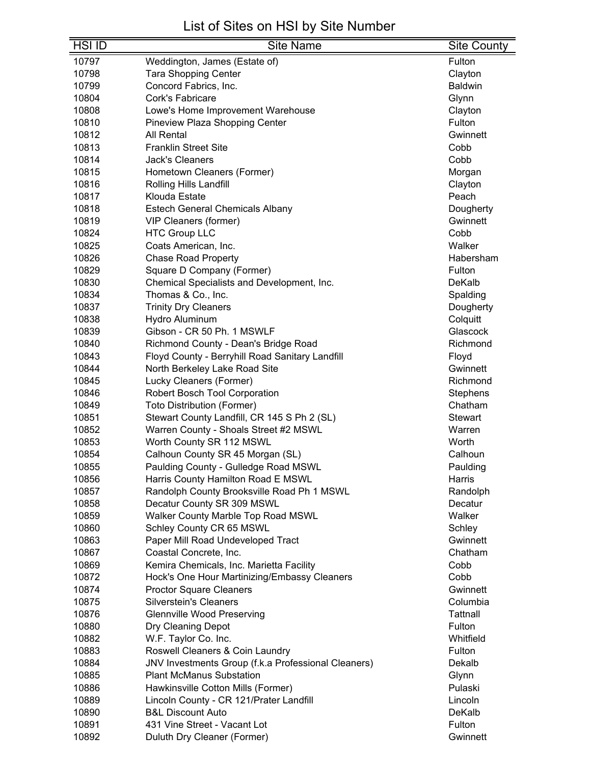# List of Sites on HSI by Site Number

| HSI ID | Site Name | Site County |
|---|---|---|
| 10797 | Weddington, James (Estate of) | Fulton |
| 10798 | Tara Shopping Center | Clayton |
| 10799 | Concord Fabrics, Inc. | Baldwin |
| 10804 | Cork's Fabricare | Glynn |
| 10808 | Lowe's Home Improvement Warehouse | Clayton |
| 10810 | Pineview Plaza Shopping Center | Fulton |
| 10812 | All Rental | Gwinnett |
| 10813 | Franklin Street Site | Cobb |
| 10814 | Jack's Cleaners | Cobb |
| 10815 | Hometown Cleaners (Former) | Morgan |
| 10816 | Rolling Hills Landfill | Clayton |
| 10817 | Klouda Estate | Peach |
| 10818 | Estech General Chemicals Albany | Dougherty |
| 10819 | VIP Cleaners (former) | Gwinnett |
| 10824 | HTC Group LLC | Cobb |
| 10825 | Coats American, Inc. | Walker |
| 10826 | Chase Road Property | Habersham |
| 10829 | Square D Company (Former) | Fulton |
| 10830 | Chemical Specialists and Development, Inc. | DeKalb |
| 10834 | Thomas & Co., Inc. | Spalding |
| 10837 | Trinity Dry Cleaners | Dougherty |
| 10838 | Hydro Aluminum | Colquitt |
| 10839 | Gibson - CR 50 Ph. 1 MSWLF | Glascock |
| 10840 | Richmond County - Dean's Bridge Road | Richmond |
| 10843 | Floyd County - Berryhill Road Sanitary Landfill | Floyd |
| 10844 | North Berkeley Lake Road Site | Gwinnett |
| 10845 | Lucky Cleaners (Former) | Richmond |
| 10846 | Robert Bosch Tool Corporation | Stephens |
| 10849 | Toto Distribution (Former) | Chatham |
| 10851 | Stewart County Landfill, CR 145 S Ph 2 (SL) | Stewart |
| 10852 | Warren County - Shoals Street #2 MSWL | Warren |
| 10853 | Worth County SR 112 MSWL | Worth |
| 10854 | Calhoun County SR 45 Morgan (SL) | Calhoun |
| 10855 | Paulding County - Gulledge Road MSWL | Paulding |
| 10856 | Harris County Hamilton Road E MSWL | Harris |
| 10857 | Randolph County Brooksville Road Ph 1 MSWL | Randolph |
| 10858 | Decatur County SR 309 MSWL | Decatur |
| 10859 | Walker County Marble Top Road MSWL | Walker |
| 10860 | Schley County CR 65 MSWL | Schley |
| 10863 | Paper Mill Road Undeveloped Tract | Gwinnett |
| 10867 | Coastal Concrete, Inc. | Chatham |
| 10869 | Kemira Chemicals, Inc. Marietta Facility | Cobb |
| 10872 | Hock's One Hour Martinizing/Embassy Cleaners | Cobb |
| 10874 | Proctor Square Cleaners | Gwinnett |
| 10875 | Silverstein's Cleaners | Columbia |
| 10876 | Glennville Wood Preserving | Tattnall |
| 10880 | Dry Cleaning Depot | Fulton |
| 10882 | W.F. Taylor Co. Inc. | Whitfield |
| 10883 | Roswell Cleaners & Coin Laundry | Fulton |
| 10884 | JNV Investments Group (f.k.a Professional Cleaners) | Dekalb |
| 10885 | Plant McManus Substation | Glynn |
| 10886 | Hawkinsville Cotton Mills (Former) | Pulaski |
| 10889 | Lincoln County - CR 121/Prater Landfill | Lincoln |
| 10890 | B&L Discount Auto | DeKalb |
| 10891 | 431 Vine Street - Vacant Lot | Fulton |
| 10892 | Duluth Dry Cleaner (Former) | Gwinnett |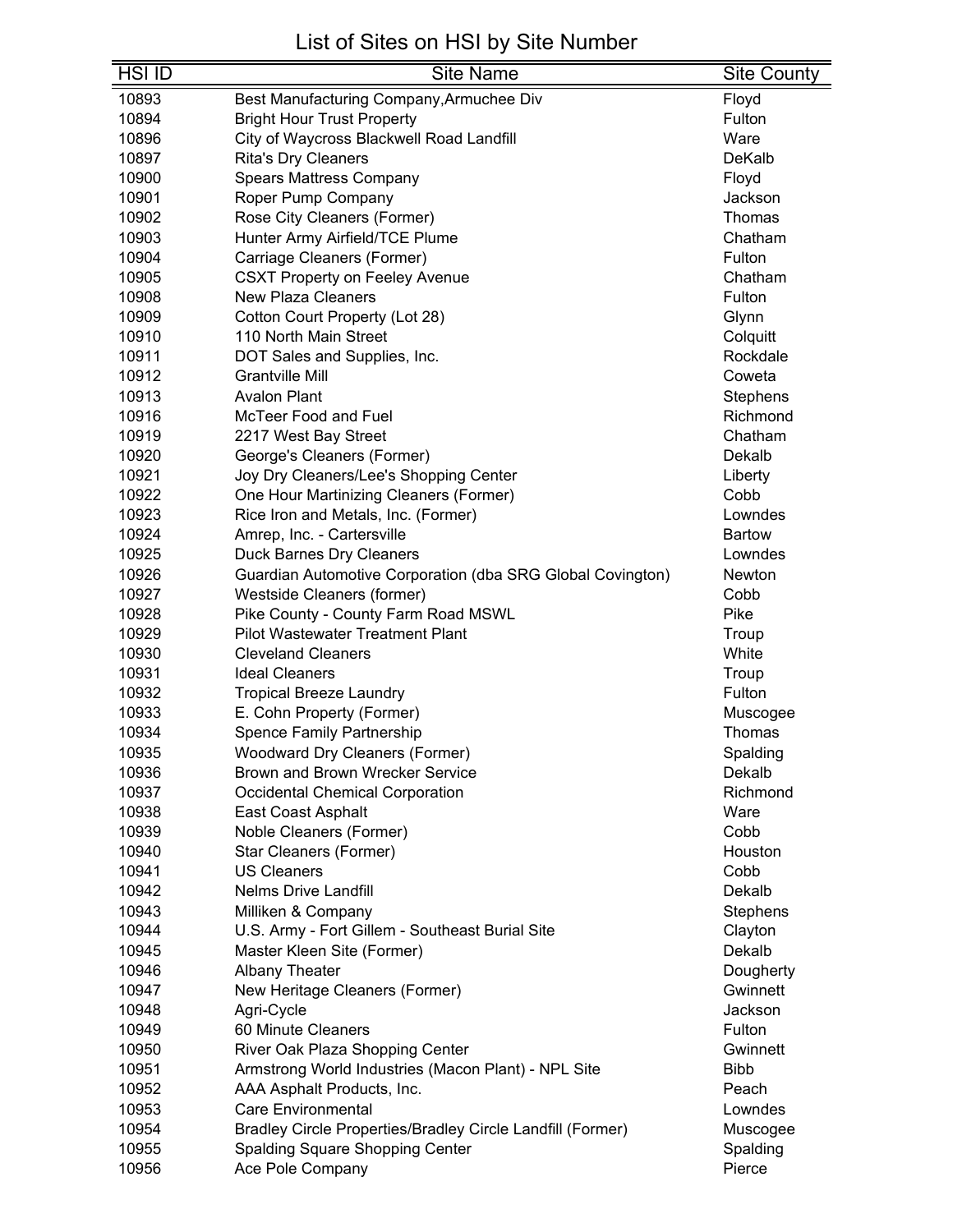# List of Sites on HSI by Site Number

| HSI ID | Site Name | Site County |
|---|---|---|
| 10893 | Best Manufacturing Company,Armuchee Div | Floyd |
| 10894 | Bright Hour Trust Property | Fulton |
| 10896 | City of Waycross Blackwell Road Landfill | Ware |
| 10897 | Rita's Dry Cleaners | DeKalb |
| 10900 | Spears Mattress Company | Floyd |
| 10901 | Roper Pump Company | Jackson |
| 10902 | Rose City Cleaners (Former) | Thomas |
| 10903 | Hunter Army Airfield/TCE Plume | Chatham |
| 10904 | Carriage Cleaners (Former) | Fulton |
| 10905 | CSXT Property on Feeley Avenue | Chatham |
| 10908 | New Plaza Cleaners | Fulton |
| 10909 | Cotton Court Property (Lot 28) | Glynn |
| 10910 | 110 North Main Street | Colquitt |
| 10911 | DOT Sales and Supplies, Inc. | Rockdale |
| 10912 | Grantville Mill | Coweta |
| 10913 | Avalon Plant | Stephens |
| 10916 | McTeer Food and Fuel | Richmond |
| 10919 | 2217 West Bay Street | Chatham |
| 10920 | George's Cleaners (Former) | Dekalb |
| 10921 | Joy Dry Cleaners/Lee's Shopping Center | Liberty |
| 10922 | One Hour Martinizing Cleaners (Former) | Cobb |
| 10923 | Rice Iron and Metals, Inc. (Former) | Lowndes |
| 10924 | Amrep, Inc. - Cartersville | Bartow |
| 10925 | Duck Barnes Dry Cleaners | Lowndes |
| 10926 | Guardian Automotive Corporation (dba SRG Global Covington) | Newton |
| 10927 | Westside Cleaners (former) | Cobb |
| 10928 | Pike County - County Farm Road MSWL | Pike |
| 10929 | Pilot Wastewater Treatment Plant | Troup |
| 10930 | Cleveland Cleaners | White |
| 10931 | Ideal Cleaners | Troup |
| 10932 | Tropical Breeze Laundry | Fulton |
| 10933 | E. Cohn Property (Former) | Muscogee |
| 10934 | Spence Family Partnership | Thomas |
| 10935 | Woodward Dry Cleaners (Former) | Spalding |
| 10936 | Brown and Brown Wrecker Service | Dekalb |
| 10937 | Occidental Chemical Corporation | Richmond |
| 10938 | East Coast Asphalt | Ware |
| 10939 | Noble Cleaners (Former) | Cobb |
| 10940 | Star Cleaners (Former) | Houston |
| 10941 | US Cleaners | Cobb |
| 10942 | Nelms Drive Landfill | Dekalb |
| 10943 | Milliken & Company | Stephens |
| 10944 | U.S. Army - Fort Gillem - Southeast Burial Site | Clayton |
| 10945 | Master Kleen Site (Former) | Dekalb |
| 10946 | Albany Theater | Dougherty |
| 10947 | New Heritage Cleaners (Former) | Gwinnett |
| 10948 | Agri-Cycle | Jackson |
| 10949 | 60 Minute Cleaners | Fulton |
| 10950 | River Oak Plaza Shopping Center | Gwinnett |
| 10951 | Armstrong World Industries (Macon Plant) - NPL Site | Bibb |
| 10952 | AAA Asphalt Products, Inc. | Peach |
| 10953 | Care Environmental | Lowndes |
| 10954 | Bradley Circle Properties/Bradley Circle Landfill (Former) | Muscogee |
| 10955 | Spalding Square Shopping Center | Spalding |
| 10956 | Ace Pole Company | Pierce |